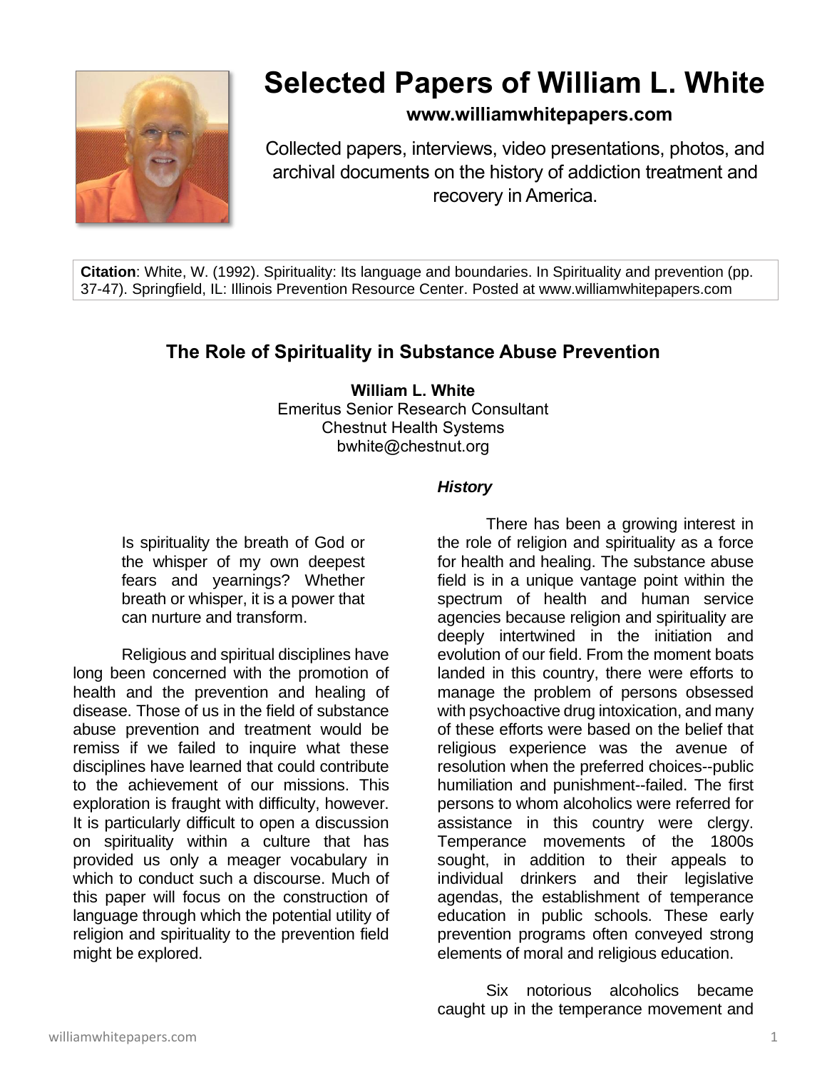# Selected Papers of William L. White

**www.williamwhitepapers.com**

Collected papers, interviews, video presentations, photos, and archival documents on the history of addiction treatment and recovery in America.

**Citation**: White, W. (1992). Spirituality: Its language and boundaries. In Spirituality and prevention (pp. 37-47). Springfield, IL: Illinois Prevention Resource Center. Posted at www.williamwhitepapers.com

## The Role of Spirituality in Substance Abuse Prevention

**William L. White**
Emeritus Senior Research Consultant
Chestnut Health Systems
bwhite@chestnut.org

> Is spirituality the breath of God or the whisper of my own deepest fears and yearnings? Whether breath or whisper, it is a power that can nurture and transform.

Religious and spiritual disciplines have long been concerned with the promotion of health and the prevention and healing of disease. Those of us in the field of substance abuse prevention and treatment would be remiss if we failed to inquire what these disciplines have learned that could contribute to the achievement of our missions. This exploration is fraught with difficulty, however. It is particularly difficult to open a discussion on spirituality within a culture that has provided us only a meager vocabulary in which to conduct such a discourse. Much of this paper will focus on the construction of language through which the potential utility of religion and spirituality to the prevention field might be explored.

### *History*

There has been a growing interest in the role of religion and spirituality as a force for health and healing. The substance abuse field is in a unique vantage point within the spectrum of health and human service agencies because religion and spirituality are deeply intertwined in the initiation and evolution of our field. From the moment boats landed in this country, there were efforts to manage the problem of persons obsessed with psychoactive drug intoxication, and many of these efforts were based on the belief that religious experience was the avenue of resolution when the preferred choices--public humiliation and punishment--failed. The first persons to whom alcoholics were referred for assistance in this country were clergy. Temperance movements of the 1800s sought, in addition to their appeals to individual drinkers and their legislative agendas, the establishment of temperance education in public schools. These early prevention programs often conveyed strong elements of moral and religious education.

Six notorious alcoholics became caught up in the temperance movement and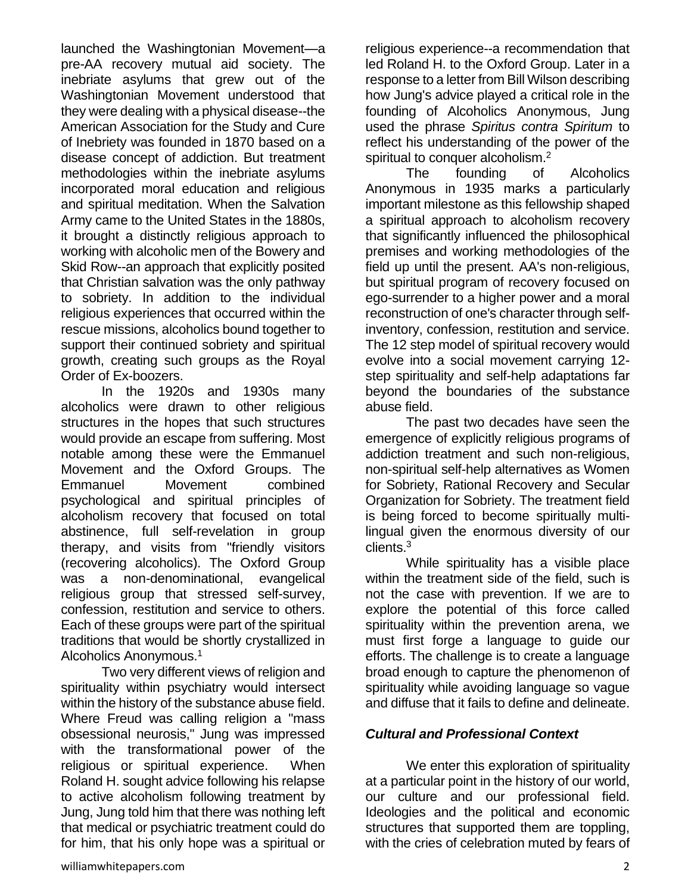launched the Washingtonian Movement—a pre-AA recovery mutual aid society. The inebriate asylums that grew out of the Washingtonian Movement understood that they were dealing with a physical disease--the American Association for the Study and Cure of Inebriety was founded in 1870 based on a disease concept of addiction. But treatment methodologies within the inebriate asylums incorporated moral education and religious and spiritual meditation. When the Salvation Army came to the United States in the 1880s, it brought a distinctly religious approach to working with alcoholic men of the Bowery and Skid Row--an approach that explicitly posited that Christian salvation was the only pathway to sobriety. In addition to the individual religious experiences that occurred within the rescue missions, alcoholics bound together to support their continued sobriety and spiritual growth, creating such groups as the Royal Order of Ex-boozers.

In the 1920s and 1930s many alcoholics were drawn to other religious structures in the hopes that such structures would provide an escape from suffering. Most notable among these were the Emmanuel Movement and the Oxford Groups. The Emmanuel Movement combined psychological and spiritual principles of alcoholism recovery that focused on total abstinence, full self-revelation in group therapy, and visits from "friendly visitors (recovering alcoholics). The Oxford Group was a non-denominational, evangelical religious group that stressed self-survey, confession, restitution and service to others. Each of these groups were part of the spiritual traditions that would be shortly crystallized in Alcoholics Anonymous.[1]

Two very different views of religion and spirituality within psychiatry would intersect within the history of the substance abuse field. Where Freud was calling religion a "mass obsessional neurosis," Jung was impressed with the transformational power of the religious or spiritual experience. When Roland H. sought advice following his relapse to active alcoholism following treatment by Jung, Jung told him that there was nothing left that medical or psychiatric treatment could do for him, that his only hope was a spiritual or religious experience--a recommendation that led Roland H. to the Oxford Group. Later in a response to a letter from Bill Wilson describing how Jung's advice played a critical role in the founding of Alcoholics Anonymous, Jung used the phrase *Spiritus contra Spiritum* to reflect his understanding of the power of the spiritual to conquer alcoholism.[2]

The founding of Alcoholics Anonymous in 1935 marks a particularly important milestone as this fellowship shaped a spiritual approach to alcoholism recovery that significantly influenced the philosophical premises and working methodologies of the field up until the present. AA's non-religious, but spiritual program of recovery focused on ego-surrender to a higher power and a moral reconstruction of one's character through self-inventory, confession, restitution and service. The 12 step model of spiritual recovery would evolve into a social movement carrying 12-step spirituality and self-help adaptations far beyond the boundaries of the substance abuse field.

The past two decades have seen the emergence of explicitly religious programs of addiction treatment and such non-religious, non-spiritual self-help alternatives as Women for Sobriety, Rational Recovery and Secular Organization for Sobriety. The treatment field is being forced to become spiritually multi-lingual given the enormous diversity of our clients.[3]

While spirituality has a visible place within the treatment side of the field, such is not the case with prevention. If we are to explore the potential of this force called spirituality within the prevention arena, we must first forge a language to guide our efforts. The challenge is to create a language broad enough to capture the phenomenon of spirituality while avoiding language so vague and diffuse that it fails to define and delineate.

### *Cultural and Professional Context*

We enter this exploration of spirituality at a particular point in the history of our world, our culture and our professional field. Ideologies and the political and economic structures that supported them are toppling, with the cries of celebration muted by fears of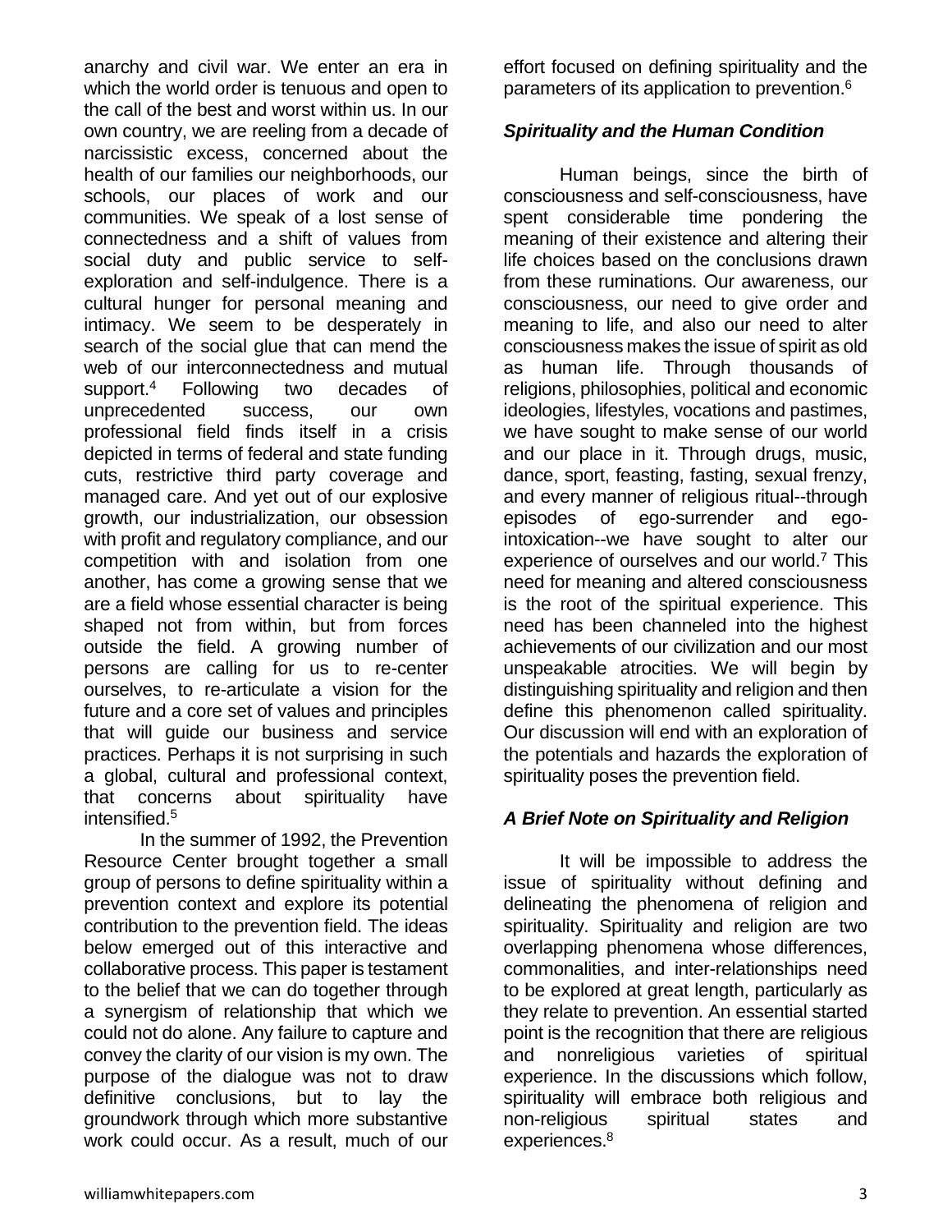anarchy and civil war. We enter an era in which the world order is tenuous and open to the call of the best and worst within us. In our own country, we are reeling from a decade of narcissistic excess, concerned about the health of our families our neighborhoods, our schools, our places of work and our communities. We speak of a lost sense of connectedness and a shift of values from social duty and public service to self-exploration and self-indulgence. There is a cultural hunger for personal meaning and intimacy. We seem to be desperately in search of the social glue that can mend the web of our interconnectedness and mutual support.[4] Following two decades of unprecedented success, our own professional field finds itself in a crisis depicted in terms of federal and state funding cuts, restrictive third party coverage and managed care. And yet out of our explosive growth, our industrialization, our obsession with profit and regulatory compliance, and our competition with and isolation from one another, has come a growing sense that we are a field whose essential character is being shaped not from within, but from forces outside the field. A growing number of persons are calling for us to re-center ourselves, to re-articulate a vision for the future and a core set of values and principles that will guide our business and service practices. Perhaps it is not surprising in such a global, cultural and professional context, that concerns about spirituality have intensified.[5]

In the summer of 1992, the Prevention Resource Center brought together a small group of persons to define spirituality within a prevention context and explore its potential contribution to the prevention field. The ideas below emerged out of this interactive and collaborative process. This paper is testament to the belief that we can do together through a synergism of relationship that which we could not do alone. Any failure to capture and convey the clarity of our vision is my own. The purpose of the dialogue was not to draw definitive conclusions, but to lay the groundwork through which more substantive work could occur. As a result, much of our effort focused on defining spirituality and the parameters of its application to prevention.[6]

### *Spirituality and the Human Condition*

Human beings, since the birth of consciousness and self-consciousness, have spent considerable time pondering the meaning of their existence and altering their life choices based on the conclusions drawn from these ruminations. Our awareness, our consciousness, our need to give order and meaning to life, and also our need to alter consciousness makes the issue of spirit as old as human life. Through thousands of religions, philosophies, political and economic ideologies, lifestyles, vocations and pastimes, we have sought to make sense of our world and our place in it. Through drugs, music, dance, sport, feasting, fasting, sexual frenzy, and every manner of religious ritual--through episodes of ego-surrender and ego-intoxication--we have sought to alter our experience of ourselves and our world.[7] This need for meaning and altered consciousness is the root of the spiritual experience. This need has been channeled into the highest achievements of our civilization and our most unspeakable atrocities. We will begin by distinguishing spirituality and religion and then define this phenomenon called spirituality. Our discussion will end with an exploration of the potentials and hazards the exploration of spirituality poses the prevention field.

### *A Brief Note on Spirituality and Religion*

It will be impossible to address the issue of spirituality without defining and delineating the phenomena of religion and spirituality. Spirituality and religion are two overlapping phenomena whose differences, commonalities, and inter-relationships need to be explored at great length, particularly as they relate to prevention. An essential started point is the recognition that there are religious and nonreligious varieties of spiritual experience. In the discussions which follow, spirituality will embrace both religious and non-religious spiritual states and experiences.[8]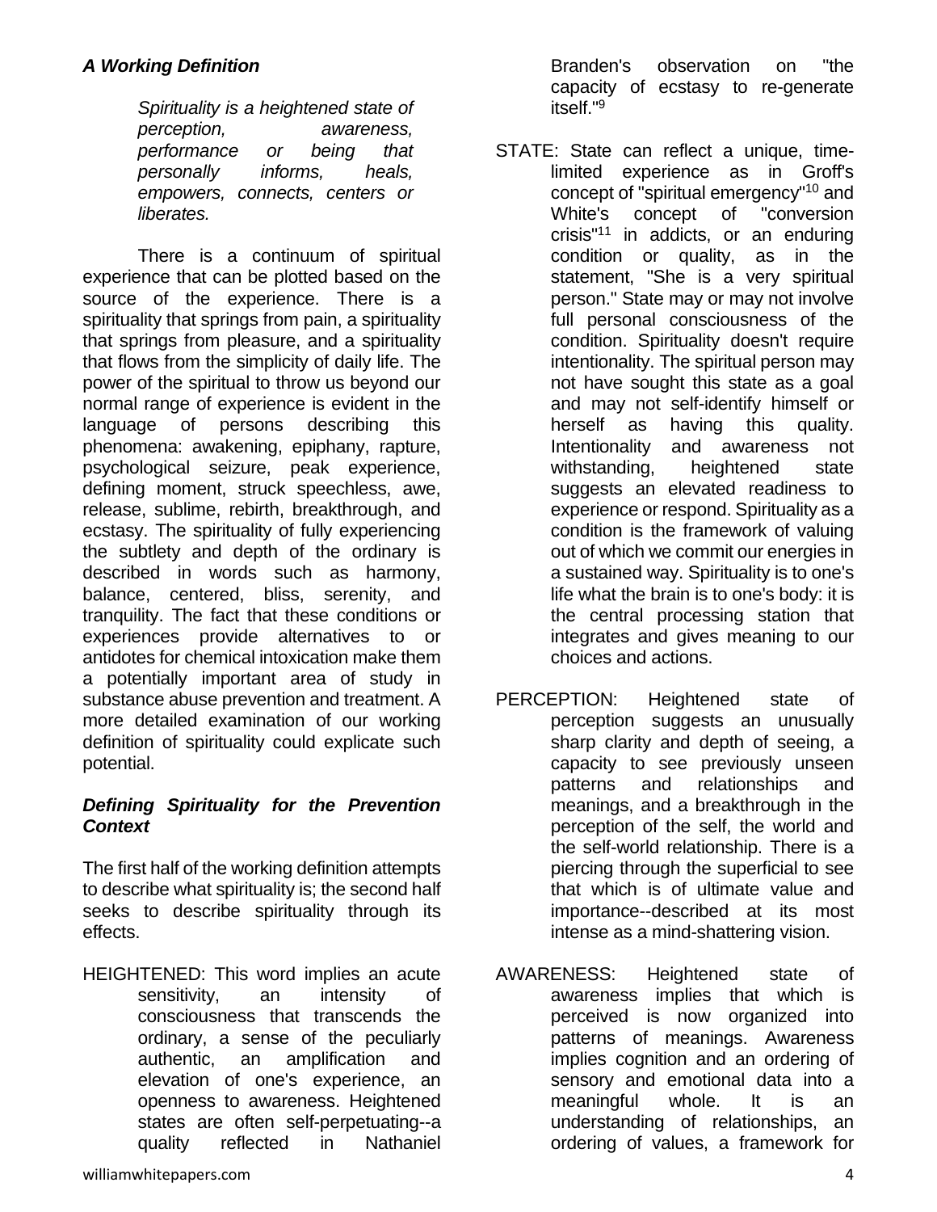### *A Working Definition*

> *Spirituality is a heightened state of perception, awareness, performance or being that personally informs, heals, empowers, connects, centers or liberates.*

There is a continuum of spiritual experience that can be plotted based on the source of the experience. There is a spirituality that springs from pain, a spirituality that springs from pleasure, and a spirituality that flows from the simplicity of daily life. The power of the spiritual to throw us beyond our normal range of experience is evident in the language of persons describing this phenomena: awakening, epiphany, rapture, psychological seizure, peak experience, defining moment, struck speechless, awe, release, sublime, rebirth, breakthrough, and ecstasy. The spirituality of fully experiencing the subtlety and depth of the ordinary is described in words such as harmony, balance, centered, bliss, serenity, and tranquility. The fact that these conditions or experiences provide alternatives to or antidotes for chemical intoxication make them a potentially important area of study in substance abuse prevention and treatment. A more detailed examination of our working definition of spirituality could explicate such potential.

### *Defining Spirituality for the Prevention Context*

The first half of the working definition attempts to describe what spirituality is; the second half seeks to describe spirituality through its effects.

HEIGHTENED: This word implies an acute sensitivity, an intensity of consciousness that transcends the ordinary, a sense of the peculiarly authentic, an amplification and elevation of one's experience, an openness to awareness. Heightened states are often self-perpetuating--a quality reflected in Nathaniel Branden's observation on "the capacity of ecstasy to re-generate itself."[9]

STATE: State can reflect a unique, time-limited experience as in Groff's concept of "spiritual emergency"[10] and White's concept of "conversion crisis"[11] in addicts, or an enduring condition or quality, as in the statement, "She is a very spiritual person." State may or may not involve full personal consciousness of the condition. Spirituality doesn't require intentionality. The spiritual person may not have sought this state as a goal and may not self-identify himself or herself as having this quality. Intentionality and awareness not withstanding, heightened state suggests an elevated readiness to experience or respond. Spirituality as a condition is the framework of valuing out of which we commit our energies in a sustained way. Spirituality is to one's life what the brain is to one's body: it is the central processing station that integrates and gives meaning to our choices and actions.

PERCEPTION: Heightened state of perception suggests an unusually sharp clarity and depth of seeing, a capacity to see previously unseen patterns and relationships and meanings, and a breakthrough in the perception of the self, the world and the self-world relationship. There is a piercing through the superficial to see that which is of ultimate value and importance--described at its most intense as a mind-shattering vision.

AWARENESS: Heightened state of awareness implies that which is perceived is now organized into patterns of meanings. Awareness implies cognition and an ordering of sensory and emotional data into a meaningful whole. It is an understanding of relationships, an ordering of values, a framework for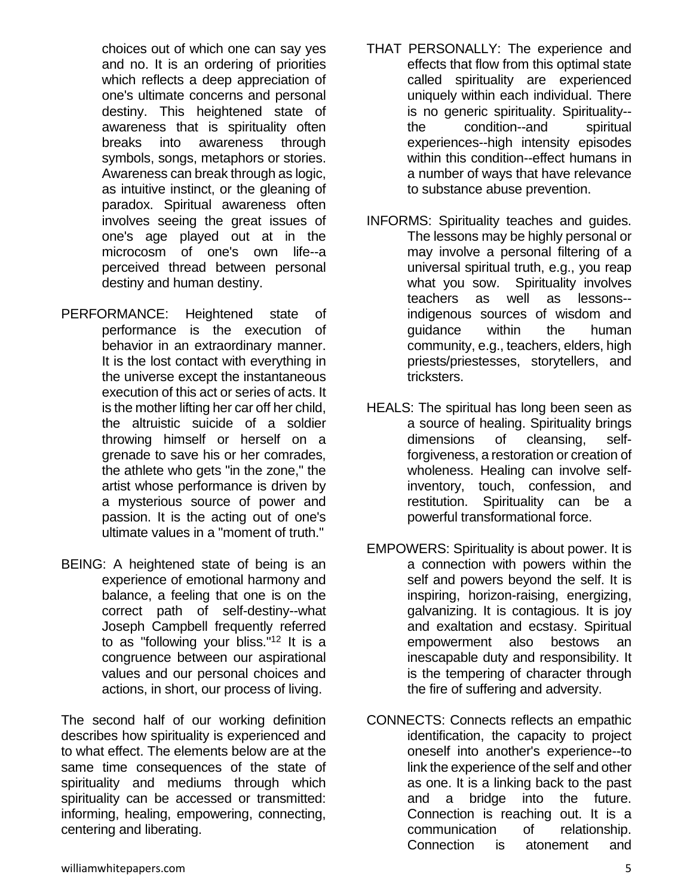choices out of which one can say yes and no. It is an ordering of priorities which reflects a deep appreciation of one's ultimate concerns and personal destiny. This heightened state of awareness that is spirituality often breaks into awareness through symbols, songs, metaphors or stories. Awareness can break through as logic, as intuitive instinct, or the gleaning of paradox. Spiritual awareness often involves seeing the great issues of one's age played out at in the microcosm of one's own life--a perceived thread between personal destiny and human destiny.

PERFORMANCE: Heightened state of performance is the execution of behavior in an extraordinary manner. It is the lost contact with everything in the universe except the instantaneous execution of this act or series of acts. It is the mother lifting her car off her child, the altruistic suicide of a soldier throwing himself or herself on a grenade to save his or her comrades, the athlete who gets "in the zone," the artist whose performance is driven by a mysterious source of power and passion. It is the acting out of one's ultimate values in a "moment of truth."

BEING: A heightened state of being is an experience of emotional harmony and balance, a feeling that one is on the correct path of self-destiny--what Joseph Campbell frequently referred to as "following your bliss."[12] It is a congruence between our aspirational values and our personal choices and actions, in short, our process of living.

The second half of our working definition describes how spirituality is experienced and to what effect. The elements below are at the same time consequences of the state of spirituality and mediums through which spirituality can be accessed or transmitted: informing, healing, empowering, connecting, centering and liberating.

THAT PERSONALLY: The experience and effects that flow from this optimal state called spirituality are experienced uniquely within each individual. There is no generic spirituality. Spirituality--the condition--and spiritual experiences--high intensity episodes within this condition--effect humans in a number of ways that have relevance to substance abuse prevention.

INFORMS: Spirituality teaches and guides. The lessons may be highly personal or may involve a personal filtering of a universal spiritual truth, e.g., you reap what you sow. Spirituality involves teachers as well as lessons--indigenous sources of wisdom and guidance within the human community, e.g., teachers, elders, high priests/priestesses, storytellers, and tricksters.

HEALS: The spiritual has long been seen as a source of healing. Spirituality brings dimensions of cleansing, self-forgiveness, a restoration or creation of wholeness. Healing can involve self-inventory, touch, confession, and restitution. Spirituality can be a powerful transformational force.

EMPOWERS: Spirituality is about power. It is a connection with powers within the self and powers beyond the self. It is inspiring, horizon-raising, energizing, galvanizing. It is contagious. It is joy and exaltation and ecstasy. Spiritual empowerment also bestows an inescapable duty and responsibility. It is the tempering of character through the fire of suffering and adversity.

CONNECTS: Connects reflects an empathic identification, the capacity to project oneself into another's experience--to link the experience of the self and other as one. It is a linking back to the past and a bridge into the future. Connection is reaching out. It is a communication of relationship. Connection is atonement and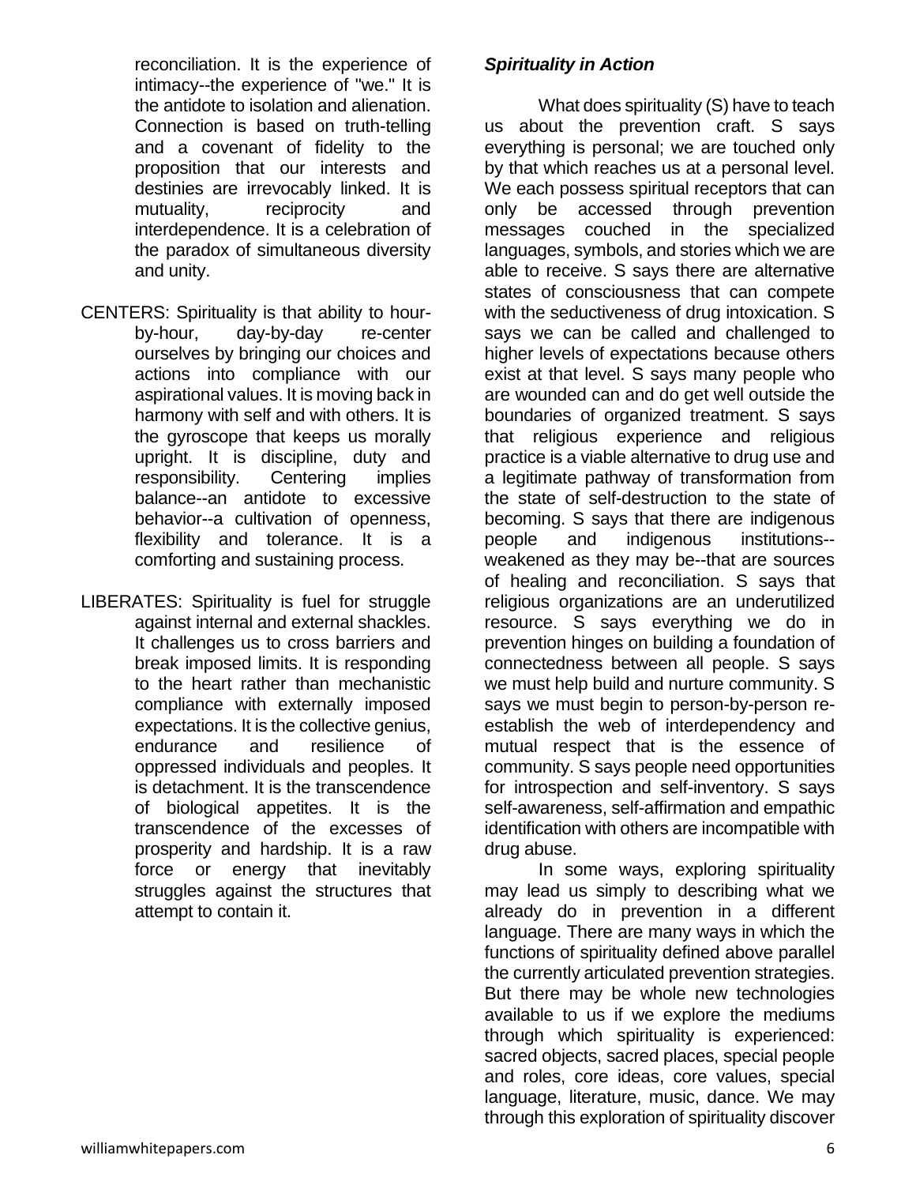reconciliation. It is the experience of intimacy--the experience of "we." It is the antidote to isolation and alienation. Connection is based on truth-telling and a covenant of fidelity to the proposition that our interests and destinies are irrevocably linked. It is mutuality, reciprocity and interdependence. It is a celebration of the paradox of simultaneous diversity and unity.

CENTERS: Spirituality is that ability to hour-by-hour, day-by-day re-center ourselves by bringing our choices and actions into compliance with our aspirational values. It is moving back in harmony with self and with others. It is the gyroscope that keeps us morally upright. It is discipline, duty and responsibility. Centering implies balance--an antidote to excessive behavior--a cultivation of openness, flexibility and tolerance. It is a comforting and sustaining process.

LIBERATES: Spirituality is fuel for struggle against internal and external shackles. It challenges us to cross barriers and break imposed limits. It is responding to the heart rather than mechanistic compliance with externally imposed expectations. It is the collective genius, endurance and resilience of oppressed individuals and peoples. It is detachment. It is the transcendence of biological appetites. It is the transcendence of the excesses of prosperity and hardship. It is a raw force or energy that inevitably struggles against the structures that attempt to contain it.

***Spirituality in Action***

What does spirituality (S) have to teach us about the prevention craft. S says everything is personal; we are touched only by that which reaches us at a personal level. We each possess spiritual receptors that can only be accessed through prevention messages couched in the specialized languages, symbols, and stories which we are able to receive. S says there are alternative states of consciousness that can compete with the seductiveness of drug intoxication. S says we can be called and challenged to higher levels of expectations because others exist at that level. S says many people who are wounded can and do get well outside the boundaries of organized treatment. S says that religious experience and religious practice is a viable alternative to drug use and a legitimate pathway of transformation from the state of self-destruction to the state of becoming. S says that there are indigenous people and indigenous institutions--weakened as they may be--that are sources of healing and reconciliation. S says that religious organizations are an underutilized resource. S says everything we do in prevention hinges on building a foundation of connectedness between all people. S says we must help build and nurture community. S says we must begin to person-by-person re-establish the web of interdependency and mutual respect that is the essence of community. S says people need opportunities for introspection and self-inventory. S says self-awareness, self-affirmation and empathic identification with others are incompatible with drug abuse.

In some ways, exploring spirituality may lead us simply to describing what we already do in prevention in a different language. There are many ways in which the functions of spirituality defined above parallel the currently articulated prevention strategies. But there may be whole new technologies available to us if we explore the mediums through which spirituality is experienced: sacred objects, sacred places, special people and roles, core ideas, core values, special language, literature, music, dance. We may through this exploration of spirituality discover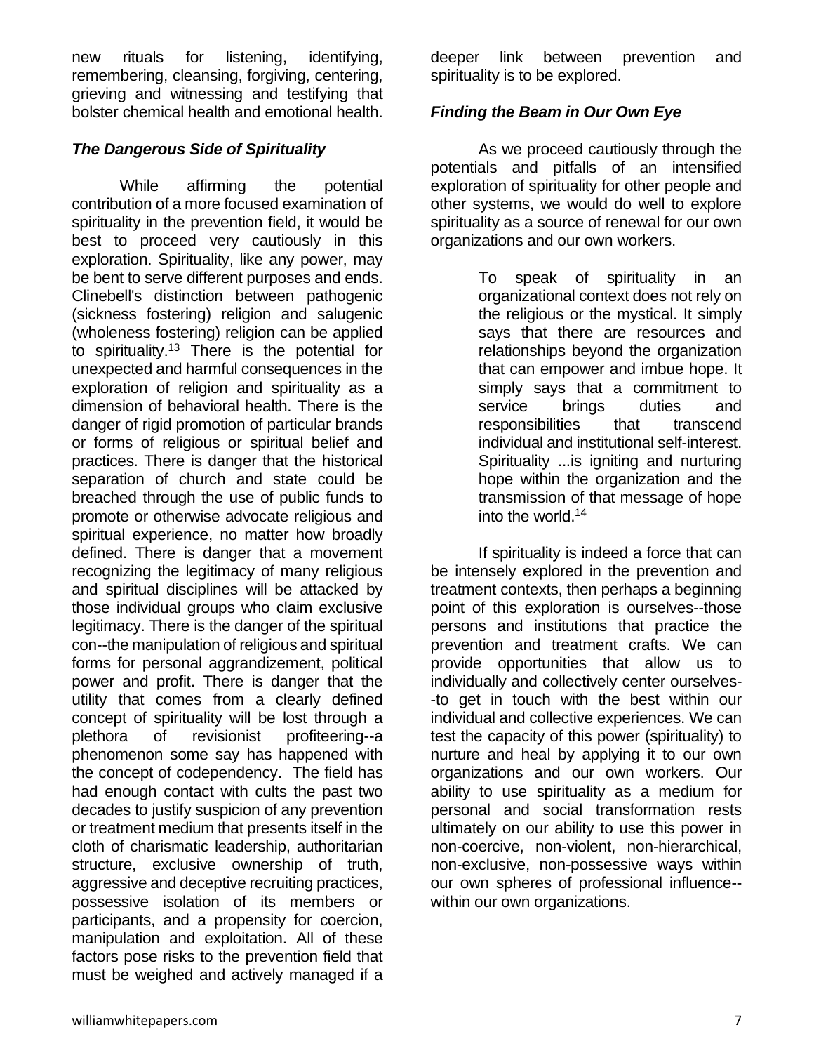new rituals for listening, identifying, remembering, cleansing, forgiving, centering, grieving and witnessing and testifying that bolster chemical health and emotional health.

### *The Dangerous Side of Spirituality*

While affirming the potential contribution of a more focused examination of spirituality in the prevention field, it would be best to proceed very cautiously in this exploration. Spirituality, like any power, may be bent to serve different purposes and ends. Clinebell's distinction between pathogenic (sickness fostering) religion and salugenic (wholeness fostering) religion can be applied to spirituality.[13] There is the potential for unexpected and harmful consequences in the exploration of religion and spirituality as a dimension of behavioral health. There is the danger of rigid promotion of particular brands or forms of religious or spiritual belief and practices. There is danger that the historical separation of church and state could be breached through the use of public funds to promote or otherwise advocate religious and spiritual experience, no matter how broadly defined. There is danger that a movement recognizing the legitimacy of many religious and spiritual disciplines will be attacked by those individual groups who claim exclusive legitimacy. There is the danger of the spiritual con--the manipulation of religious and spiritual forms for personal aggrandizement, political power and profit. There is danger that the utility that comes from a clearly defined concept of spirituality will be lost through a plethora of revisionist profiteering--a phenomenon some say has happened with the concept of codependency. The field has had enough contact with cults the past two decades to justify suspicion of any prevention or treatment medium that presents itself in the cloth of charismatic leadership, authoritarian structure, exclusive ownership of truth, aggressive and deceptive recruiting practices, possessive isolation of its members or participants, and a propensity for coercion, manipulation and exploitation. All of these factors pose risks to the prevention field that must be weighed and actively managed if a deeper link between prevention and spirituality is to be explored.

### *Finding the Beam in Our Own Eye*

As we proceed cautiously through the potentials and pitfalls of an intensified exploration of spirituality for other people and other systems, we would do well to explore spirituality as a source of renewal for our own organizations and our own workers.

> To speak of spirituality in an organizational context does not rely on the religious or the mystical. It simply says that there are resources and relationships beyond the organization that can empower and imbue hope. It simply says that a commitment to service brings duties and responsibilities that transcend individual and institutional self-interest. Spirituality ...is igniting and nurturing hope within the organization and the transmission of that message of hope into the world.[14]

If spirituality is indeed a force that can be intensely explored in the prevention and treatment contexts, then perhaps a beginning point of this exploration is ourselves--those persons and institutions that practice the prevention and treatment crafts. We can provide opportunities that allow us to individually and collectively center ourselves--to get in touch with the best within our individual and collective experiences. We can test the capacity of this power (spirituality) to nurture and heal by applying it to our own organizations and our own workers. Our ability to use spirituality as a medium for personal and social transformation rests ultimately on our ability to use this power in non-coercive, non-violent, non-hierarchical, non-exclusive, non-possessive ways within our own spheres of professional influence--within our own organizations.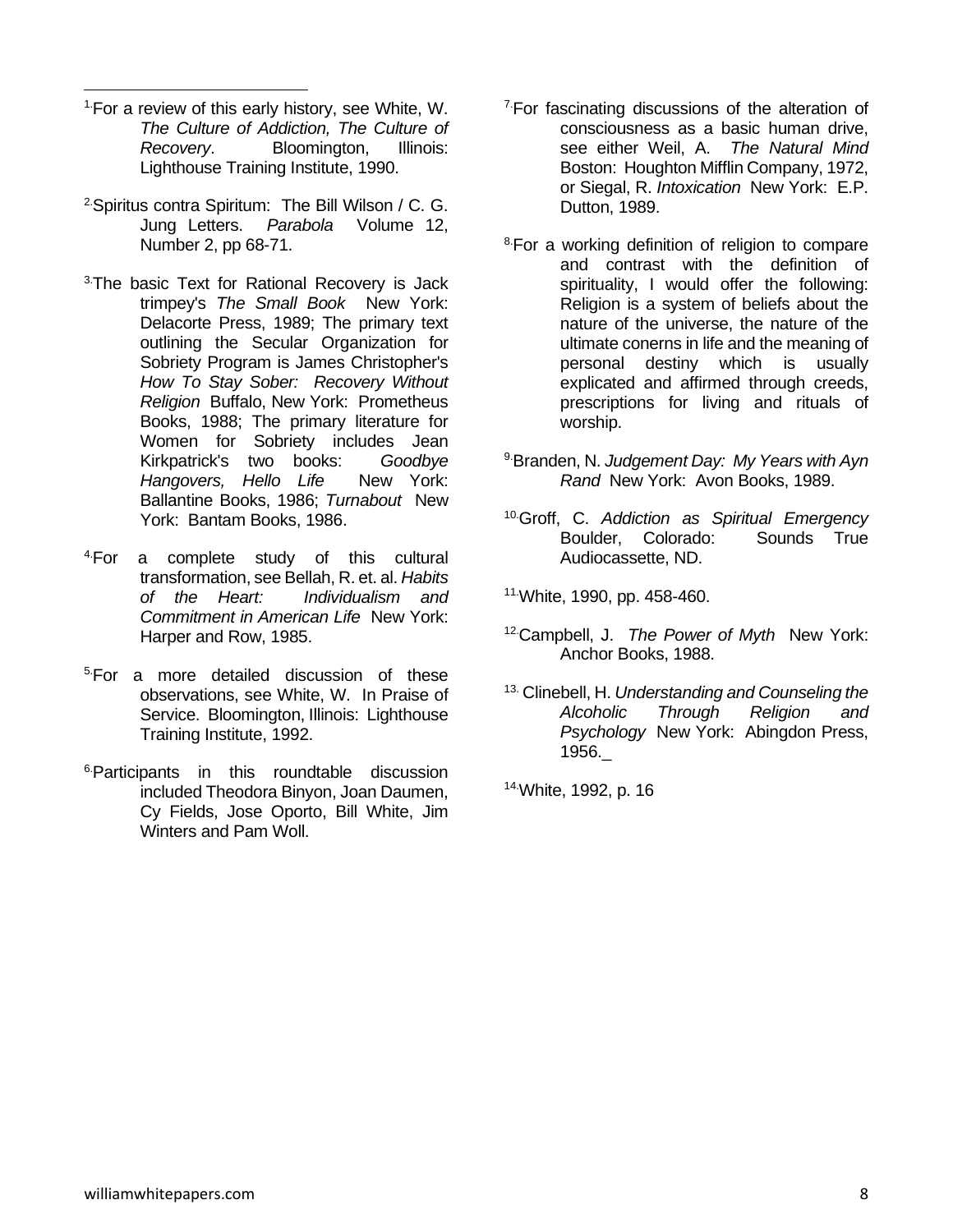[1.] For a review of this early history, see White, W. *The Culture of Addiction, The Culture of Recovery*. Bloomington, Illinois: Lighthouse Training Institute, 1990.

[2.] Spiritus contra Spiritum: The Bill Wilson / C. G. Jung Letters. *Parabola* Volume 12, Number 2, pp 68-71.

[3.] The basic Text for Rational Recovery is Jack trimpey's *The Small Book* New York: Delacorte Press, 1989; The primary text outlining the Secular Organization for Sobriety Program is James Christopher's *How To Stay Sober: Recovery Without Religion* Buffalo, New York: Prometheus Books, 1988; The primary literature for Women for Sobriety includes Jean Kirkpatrick's two books: *Goodbye Hangovers, Hello Life* New York: Ballantine Books, 1986; *Turnabout* New York: Bantam Books, 1986.

[4.] For a complete study of this cultural transformation, see Bellah, R. et. al. *Habits of the Heart: Individualism and Commitment in American Life* New York: Harper and Row, 1985.

[5.] For a more detailed discussion of these observations, see White, W. In Praise of Service. Bloomington, Illinois: Lighthouse Training Institute, 1992.

[6.] Participants in this roundtable discussion included Theodora Binyon, Joan Daumen, Cy Fields, Jose Oporto, Bill White, Jim Winters and Pam Woll.

[7.] For fascinating discussions of the alteration of consciousness as a basic human drive, see either Weil, A. *The Natural Mind* Boston: Houghton Mifflin Company, 1972, or Siegal, R. *Intoxication* New York: E.P. Dutton, 1989.

[8.] For a working definition of religion to compare and contrast with the definition of spirituality, I would offer the following: Religion is a system of beliefs about the nature of the universe, the nature of the ultimate conerns in life and the meaning of personal destiny which is usually explicated and affirmed through creeds, prescriptions for living and rituals of worship.

[9.] Branden, N. *Judgement Day: My Years with Ayn Rand* New York: Avon Books, 1989.

[10.] Groff, C. *Addiction as Spiritual Emergency* Boulder, Colorado: Sounds True Audiocassette, ND.

[11.] White, 1990, pp. 458-460.

[12.] Campbell, J. *The Power of Myth* New York: Anchor Books, 1988.

[13.] Clinebell, H. *Understanding and Counseling the Alcoholic Through Religion and Psychology* New York: Abingdon Press, 1956._

[14.] White, 1992, p. 16